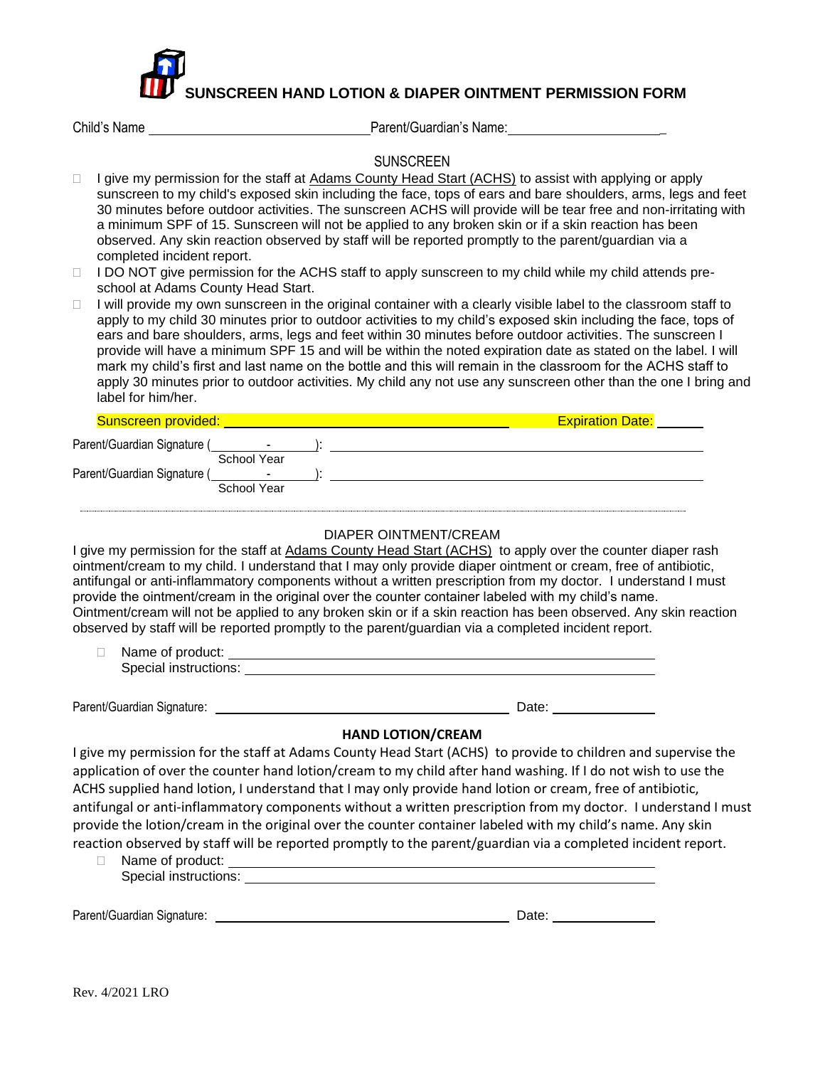# SUNSCREEN HAND LOTION & DIAPER OINTMENT PERMISSION FORM

Child's Name ______________________________ Parent/Guardian's Name: ______________________

## SUNSCREEN

- ☐ I give my permission for the staff at Adams County Head Start (ACHS) to assist with applying or apply sunscreen to my child's exposed skin including the face, tops of ears and bare shoulders, arms, legs and feet 30 minutes before outdoor activities. The sunscreen ACHS will provide will be tear free and non-irritating with a minimum SPF of 15. Sunscreen will not be applied to any broken skin or if a skin reaction has been observed. Any skin reaction observed by staff will be reported promptly to the parent/guardian via a completed incident report.
- ☐ I DO NOT give permission for the ACHS staff to apply sunscreen to my child while my child attends pre-school at Adams County Head Start.
- ☐ I will provide my own sunscreen in the original container with a clearly visible label to the classroom staff to apply to my child 30 minutes prior to outdoor activities to my child's exposed skin including the face, tops of ears and bare shoulders, arms, legs and feet within 30 minutes before outdoor activities. The sunscreen I provide will have a minimum SPF 15 and will be within the noted expiration date as stated on the label. I will mark my child's first and last name on the bottle and this will remain in the classroom for the ACHS staff to apply 30 minutes prior to outdoor activities. My child any not use any sunscreen other than the one I bring and label for him/her.

Sunscreen provided: ______________________________ Expiration Date: ______

Parent/Guardian Signature (_____ - _____): ______________________________
School Year

Parent/Guardian Signature (_____ - _____): ______________________________
School Year

---

## DIAPER OINTMENT/CREAM

I give my permission for the staff at Adams County Head Start (ACHS) to apply over the counter diaper rash ointment/cream to my child. I understand that I may only provide diaper ointment or cream, free of antibiotic, antifungal or anti-inflammatory components without a written prescription from my doctor. I understand I must provide the ointment/cream in the original over the counter container labeled with my child's name. Ointment/cream will not be applied to any broken skin or if a skin reaction has been observed. Any skin reaction observed by staff will be reported promptly to the parent/guardian via a completed incident report.

- ☐ Name of product: ______________________________
  Special instructions: ______________________________

Parent/Guardian Signature: ______________________________ Date: ______________

## HAND LOTION/CREAM

I give my permission for the staff at Adams County Head Start (ACHS) to provide to children and supervise the application of over the counter hand lotion/cream to my child after hand washing. If I do not wish to use the ACHS supplied hand lotion, I understand that I may only provide hand lotion or cream, free of antibiotic, antifungal or anti-inflammatory components without a written prescription from my doctor. I understand I must provide the lotion/cream in the original over the counter container labeled with my child's name. Any skin reaction observed by staff will be reported promptly to the parent/guardian via a completed incident report.

- ☐ Name of product: ______________________________
  Special instructions: ______________________________

Parent/Guardian Signature: ______________________________ Date: ______________

Rev. 4/2021 LRO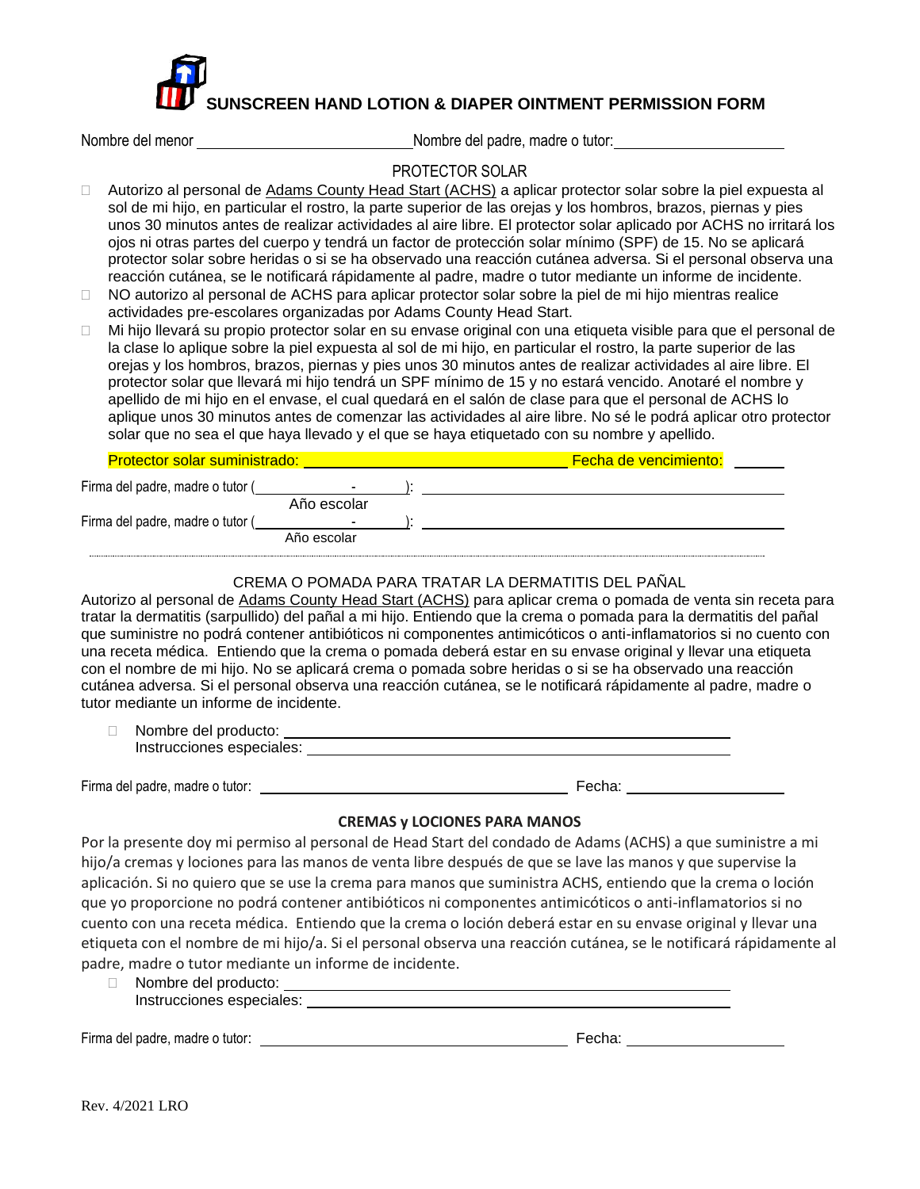# SUNSCREEN HAND LOTION & DIAPER OINTMENT PERMISSION FORM

Nombre del menor \_\_\_\_\_\_\_\_\_\_\_\_\_\_\_\_\_\_\_\_\_\_\_\_\_\_ Nombre del padre, madre o tutor: \_\_\_\_\_\_\_\_\_\_\_\_\_\_\_\_\_\_\_\_\_\_

## PROTECTOR SOLAR

- ☐ Autorizo al personal de Adams County Head Start (ACHS) a aplicar protector solar sobre la piel expuesta al sol de mi hijo, en particular el rostro, la parte superior de las orejas y los hombros, brazos, piernas y pies unos 30 minutos antes de realizar actividades al aire libre. El protector solar aplicado por ACHS no irritará los ojos ni otras partes del cuerpo y tendrá un factor de protección solar mínimo (SPF) de 15. No se aplicará protector solar sobre heridas o si se ha observado una reacción cutánea adversa. Si el personal observa una reacción cutánea, se le notificará rápidamente al padre, madre o tutor mediante un informe de incidente.
- ☐ NO autorizo al personal de ACHS para aplicar protector solar sobre la piel de mi hijo mientras realice actividades pre-escolares organizadas por Adams County Head Start.
- ☐ Mi hijo llevará su propio protector solar en su envase original con una etiqueta visible para que el personal de la clase lo aplique sobre la piel expuesta al sol de mi hijo, en particular el rostro, la parte superior de las orejas y los hombros, brazos, piernas y pies unos 30 minutos antes de realizar actividades al aire libre. El protector solar que llevará mi hijo tendrá un SPF mínimo de 15 y no estará vencido. Anotaré el nombre y apellido de mi hijo en el envase, el cual quedará en el salón de clase para que el personal de ACHS lo aplique unos 30 minutos antes de comenzar las actividades al aire libre. No sé le podrá aplicar otro protector solar que no sea el que haya llevado y el que se haya etiquetado con su nombre y apellido.

Protector solar suministrado: \_\_\_\_\_\_\_\_\_\_\_\_\_\_\_\_\_\_\_\_\_\_\_\_\_\_\_\_\_\_ Fecha de vencimiento: \_\_\_\_\_\_

Firma del padre, madre o tutor (\_\_\_\_\_\_\_\_\_\_ - \_\_\_\_\_\_\_\_\_\_): \_\_\_\_\_\_\_\_\_\_\_\_\_\_\_\_\_\_\_\_\_\_\_\_\_\_\_\_\_\_\_\_\_\_\_\_\_\_\_\_
Año escolar

Firma del padre, madre o tutor (\_\_\_\_\_\_\_\_\_\_ - \_\_\_\_\_\_\_\_\_\_): \_\_\_\_\_\_\_\_\_\_\_\_\_\_\_\_\_\_\_\_\_\_\_\_\_\_\_\_\_\_\_\_\_\_\_\_\_\_\_\_
Año escolar

## CREMA O POMADA PARA TRATAR LA DERMATITIS DEL PAÑAL

Autorizo al personal de Adams County Head Start (ACHS) para aplicar crema o pomada de venta sin receta para tratar la dermatitis (sarpullido) del pañal a mi hijo. Entiendo que la crema o pomada para la dermatitis del pañal que suministre no podrá contener antibióticos ni componentes antimicóticos o anti-inflamatorios si no cuento con una receta médica. Entiendo que la crema o pomada deberá estar en su envase original y llevar una etiqueta con el nombre de mi hijo. No se aplicará crema o pomada sobre heridas o si se ha observado una reacción cutánea adversa. Si el personal observa una reacción cutánea, se le notificará rápidamente al padre, madre o tutor mediante un informe de incidente.

- ☐ Nombre del producto: \_\_\_\_\_\_\_\_\_\_\_\_\_\_\_\_\_\_\_\_\_\_\_\_\_\_\_\_\_\_\_\_\_\_\_\_\_\_\_\_
  Instrucciones especiales: \_\_\_\_\_\_\_\_\_\_\_\_\_\_\_\_\_\_\_\_\_\_\_\_\_\_\_\_\_\_\_\_\_\_\_\_\_\_

Firma del padre, madre o tutor: \_\_\_\_\_\_\_\_\_\_\_\_\_\_\_\_\_\_\_\_\_\_\_\_\_\_\_\_\_\_\_\_ Fecha: \_\_\_\_\_\_\_\_\_\_\_\_\_\_\_\_

## CREMAS y LOCIONES PARA MANOS

Por la presente doy mi permiso al personal de Head Start del condado de Adams (ACHS) a que suministre a mi hijo/a cremas y lociones para las manos de venta libre después de que se lave las manos y que supervise la aplicación. Si no quiero que se use la crema para manos que suministra ACHS, entiendo que la crema o loción que yo proporcione no podrá contener antibióticos ni componentes antimicóticos o anti-inflamatorios si no cuento con una receta médica. Entiendo que la crema o loción deberá estar en su envase original y llevar una etiqueta con el nombre de mi hijo/a. Si el personal observa una reacción cutánea, se le notificará rápidamente al padre, madre o tutor mediante un informe de incidente.

- ☐ Nombre del producto: \_\_\_\_\_\_\_\_\_\_\_\_\_\_\_\_\_\_\_\_\_\_\_\_\_\_\_\_\_\_\_\_\_\_\_\_\_\_\_\_
  Instrucciones especiales: \_\_\_\_\_\_\_\_\_\_\_\_\_\_\_\_\_\_\_\_\_\_\_\_\_\_\_\_\_\_\_\_\_\_\_\_\_\_

Firma del padre, madre o tutor: \_\_\_\_\_\_\_\_\_\_\_\_\_\_\_\_\_\_\_\_\_\_\_\_\_\_\_\_\_\_\_\_ Fecha: \_\_\_\_\_\_\_\_\_\_\_\_\_\_\_\_

Rev. 4/2021 LRO